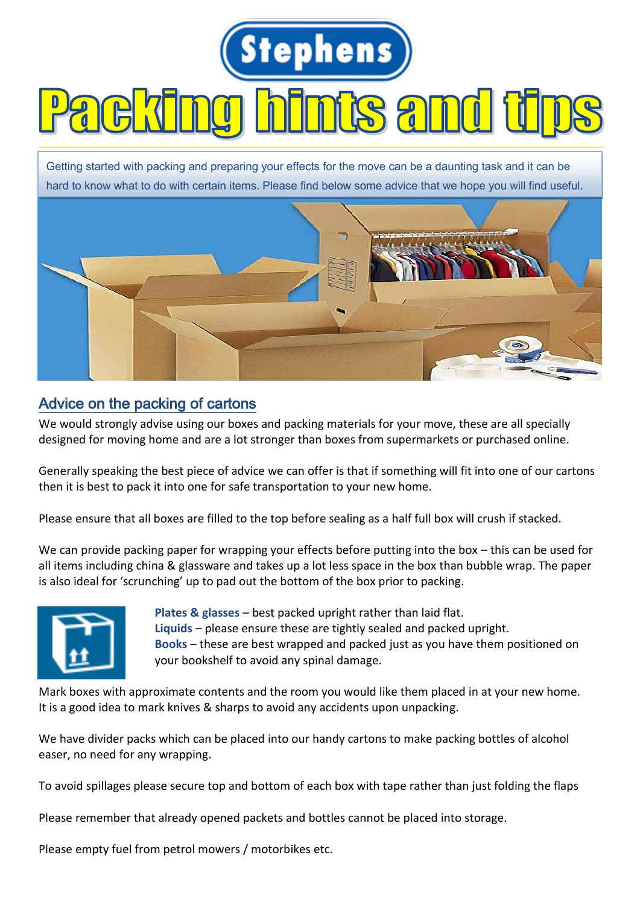# Stephens

# Packing hints and tips

Getting started with packing and preparing your effects for the move can be a daunting task and it can be hard to know what to do with certain items. Please find below some advice that we hope you will find useful.

## Advice on the packing of cartons

We would strongly advise using our boxes and packing materials for your move, these are all specially designed for moving home and are a lot stronger than boxes from supermarkets or purchased online.

Generally speaking the best piece of advice we can offer is that if something will fit into one of our cartons then it is best to pack it into one for safe transportation to your new home.

Please ensure that all boxes are filled to the top before sealing as a half full box will crush if stacked.

We can provide packing paper for wrapping your effects before putting into the box – this can be used for all items including china & glassware and takes up a lot less space in the box than bubble wrap. The paper is also ideal for 'scrunching' up to pad out the bottom of the box prior to packing.

**Plates & glasses** – best packed upright rather than laid flat.
**Liquids** – please ensure these are tightly sealed and packed upright.
**Books** – these are best wrapped and packed just as you have them positioned on your bookshelf to avoid any spinal damage.

Mark boxes with approximate contents and the room you would like them placed in at your new home. It is a good idea to mark knives & sharps to avoid any accidents upon unpacking.

We have divider packs which can be placed into our handy cartons to make packing bottles of alcohol easer, no need for any wrapping.

To avoid spillages please secure top and bottom of each box with tape rather than just folding the flaps

Please remember that already opened packets and bottles cannot be placed into storage.

Please empty fuel from petrol mowers / motorbikes etc.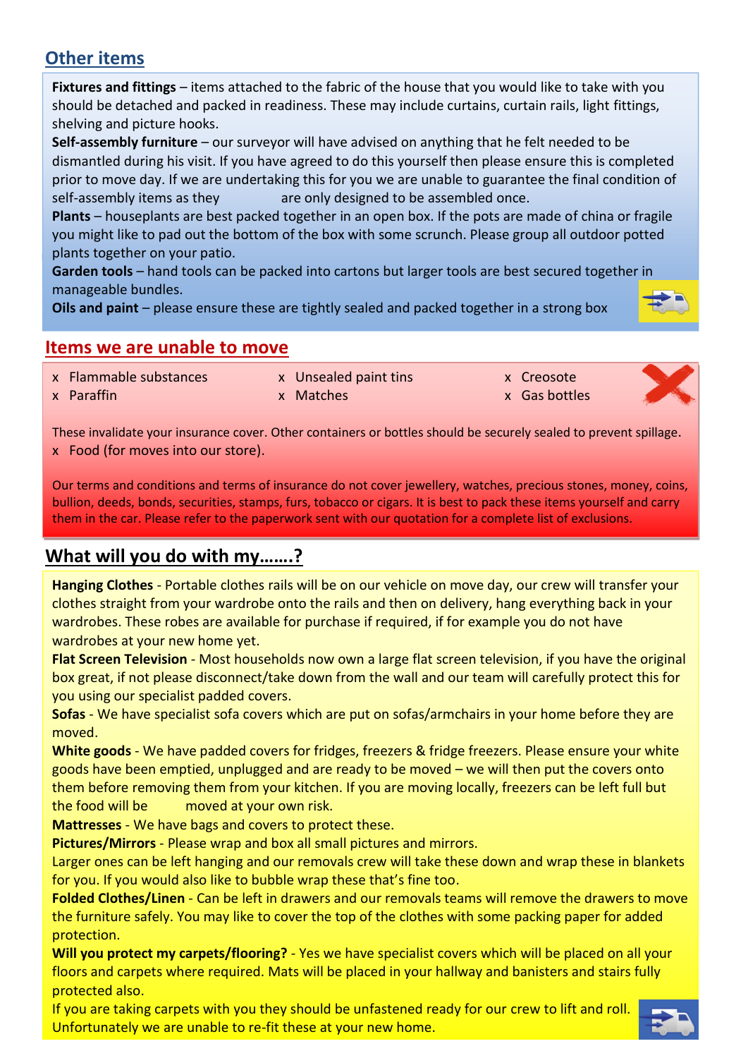## Other items

**Fixtures and fittings** – items attached to the fabric of the house that you would like to take with you should be detached and packed in readiness. These may include curtains, curtain rails, light fittings, shelving and picture hooks.

**Self-assembly furniture** – our surveyor will have advised on anything that he felt needed to be dismantled during his visit. If you have agreed to do this yourself then please ensure this is completed prior to move day. If we are undertaking this for you we are unable to guarantee the final condition of self-assembly items as they are only designed to be assembled once.

**Plants** – houseplants are best packed together in an open box. If the pots are made of china or fragile you might like to pad out the bottom of the box with some scrunch. Please group all outdoor potted plants together on your patio.

**Garden tools** – hand tools can be packed into cartons but larger tools are best secured together in manageable bundles.

**Oils and paint** – please ensure these are tightly sealed and packed together in a strong box

## Items we are unable to move

- x Flammable substances
- x Paraffin
- x Unsealed paint tins
- x Matches
- x Creosote
- x Gas bottles

These invalidate your insurance cover. Other containers or bottles should be securely sealed to prevent spillage.

- x Food (for moves into our store).

Our terms and conditions and terms of insurance do not cover jewellery, watches, precious stones, money, coins, bullion, deeds, bonds, securities, stamps, furs, tobacco or cigars. It is best to pack these items yourself and carry them in the car. Please refer to the paperwork sent with our quotation for a complete list of exclusions.

## What will you do with my…….?

**Hanging Clothes** - Portable clothes rails will be on our vehicle on move day, our crew will transfer your clothes straight from your wardrobe onto the rails and then on delivery, hang everything back in your wardrobes. These robes are available for purchase if required, if for example you do not have wardrobes at your new home yet.

**Flat Screen Television** - Most households now own a large flat screen television, if you have the original box great, if not please disconnect/take down from the wall and our team will carefully protect this for you using our specialist padded covers.

**Sofas** - We have specialist sofa covers which are put on sofas/armchairs in your home before they are moved.

**White goods** - We have padded covers for fridges, freezers & fridge freezers. Please ensure your white goods have been emptied, unplugged and are ready to be moved – we will then put the covers onto them before removing them from your kitchen. If you are moving locally, freezers can be left full but the food will be moved at your own risk.

**Mattresses** - We have bags and covers to protect these.

**Pictures/Mirrors** - Please wrap and box all small pictures and mirrors.
Larger ones can be left hanging and our removals crew will take these down and wrap these in blankets for you. If you would also like to bubble wrap these that's fine too.

**Folded Clothes/Linen** - Can be left in drawers and our removals teams will remove the drawers to move the furniture safely. You may like to cover the top of the clothes with some packing paper for added protection.

**Will you protect my carpets/flooring?** - Yes we have specialist covers which will be placed on all your floors and carpets where required. Mats will be placed in your hallway and banisters and stairs fully protected also.

If you are taking carpets with you they should be unfastened ready for our crew to lift and roll. Unfortunately we are unable to re-fit these at your new home.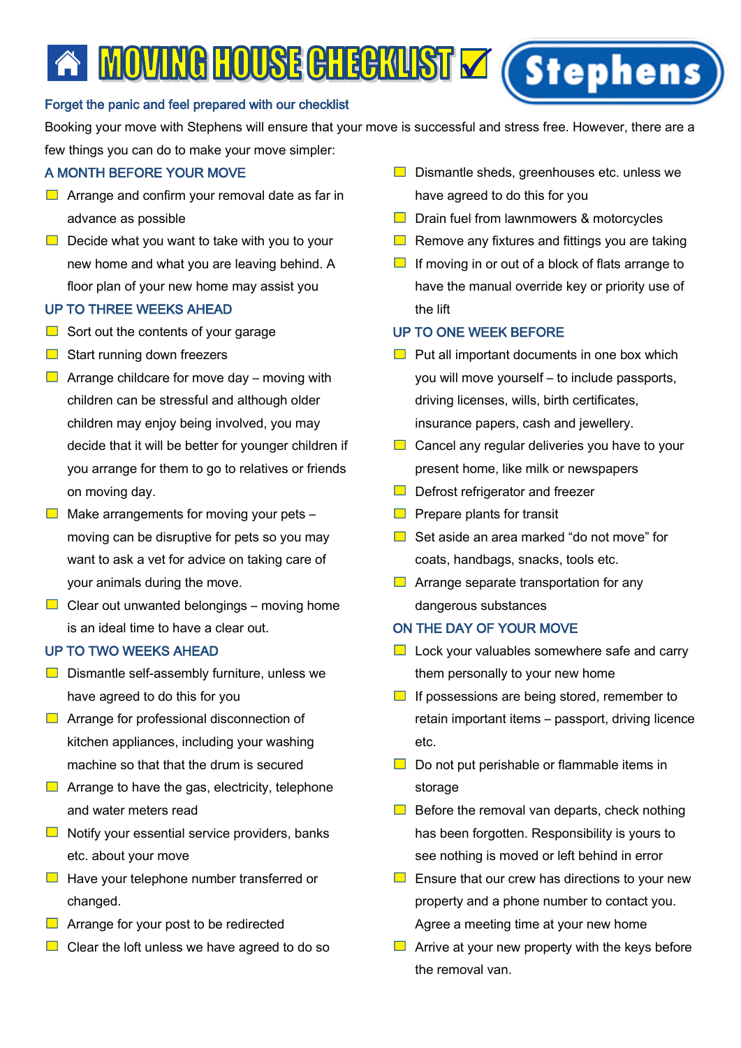# MOVING HOUSE CHECKLIST ☑

Stephens

**Forget the panic and feel prepared with our checklist**

Booking your move with Stephens will ensure that your move is successful and stress free. However, there are a few things you can do to make your move simpler:

## A MONTH BEFORE YOUR MOVE

- [ ] Arrange and confirm your removal date as far in advance as possible
- [ ] Decide what you want to take with you to your new home and what you are leaving behind. A floor plan of your new home may assist you

## UP TO THREE WEEKS AHEAD

- [ ] Sort out the contents of your garage
- [ ] Start running down freezers
- [ ] Arrange childcare for move day – moving with children can be stressful and although older children may enjoy being involved, you may decide that it will be better for younger children if you arrange for them to go to relatives or friends on moving day.
- [ ] Make arrangements for moving your pets – moving can be disruptive for pets so you may want to ask a vet for advice on taking care of your animals during the move.
- [ ] Clear out unwanted belongings – moving home is an ideal time to have a clear out.

## UP TO TWO WEEKS AHEAD

- [ ] Dismantle self-assembly furniture, unless we have agreed to do this for you
- [ ] Arrange for professional disconnection of kitchen appliances, including your washing machine so that that the drum is secured
- [ ] Arrange to have the gas, electricity, telephone and water meters read
- [ ] Notify your essential service providers, banks etc. about your move
- [ ] Have your telephone number transferred or changed.
- [ ] Arrange for your post to be redirected
- [ ] Clear the loft unless we have agreed to do so
- [ ] Dismantle sheds, greenhouses etc. unless we have agreed to do this for you
- [ ] Drain fuel from lawnmowers & motorcycles
- [ ] Remove any fixtures and fittings you are taking
- [ ] If moving in or out of a block of flats arrange to have the manual override key or priority use of the lift

## UP TO ONE WEEK BEFORE

- [ ] Put all important documents in one box which you will move yourself – to include passports, driving licenses, wills, birth certificates, insurance papers, cash and jewellery.
- [ ] Cancel any regular deliveries you have to your present home, like milk or newspapers
- [ ] Defrost refrigerator and freezer
- [ ] Prepare plants for transit
- [ ] Set aside an area marked "do not move" for coats, handbags, snacks, tools etc.
- [ ] Arrange separate transportation for any dangerous substances

## ON THE DAY OF YOUR MOVE

- [ ] Lock your valuables somewhere safe and carry them personally to your new home
- [ ] If possessions are being stored, remember to retain important items – passport, driving licence etc.
- [ ] Do not put perishable or flammable items in storage
- [ ] Before the removal van departs, check nothing has been forgotten. Responsibility is yours to see nothing is moved or left behind in error
- [ ] Ensure that our crew has directions to your new property and a phone number to contact you. Agree a meeting time at your new home
- [ ] Arrive at your new property with the keys before the removal van.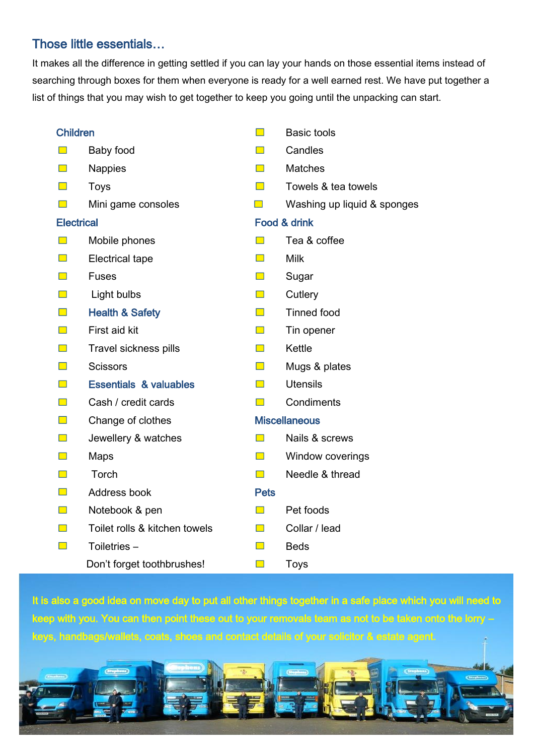## Those little essentials…

It makes all the difference in getting settled if you can lay your hands on those essential items instead of searching through boxes for them when everyone is ready for a well earned rest. We have put together a list of things that you may wish to get together to keep you going until the unpacking can start.

### Children

- Baby food
- Nappies
- Toys
- Mini game consoles

### Electrical

- Mobile phones
- Electrical tape
- Fuses
- Light bulbs

### Health & Safety

- First aid kit
- Travel sickness pills
- Scissors

### Essentials & valuables

- Cash / credit cards
- Change of clothes
- Jewellery & watches
- Maps
- Torch
- Address book
- Notebook & pen
- Toilet rolls & kitchen towels
- Toiletries –
  Don't forget toothbrushes!
- Basic tools
- Candles
- Matches
- Towels & tea towels
- Washing up liquid & sponges

### Food & drink

- Tea & coffee
- Milk
- Sugar
- Cutlery
- Tinned food
- Tin opener
- Kettle
- Mugs & plates
- Utensils
- Condiments

### Miscellaneous

- Nails & screws
- Window coverings
- Needle & thread

### Pets

- Pet foods
- Collar / lead
- Beds
- Toys

It is also a good idea on move day to put all other things together in a safe place which you will need to keep with you. You can then point these out to your removals team as not to be taken onto the lorry – keys, handbags/wallets, coats, shoes and contact details of your solicitor & estate agent.